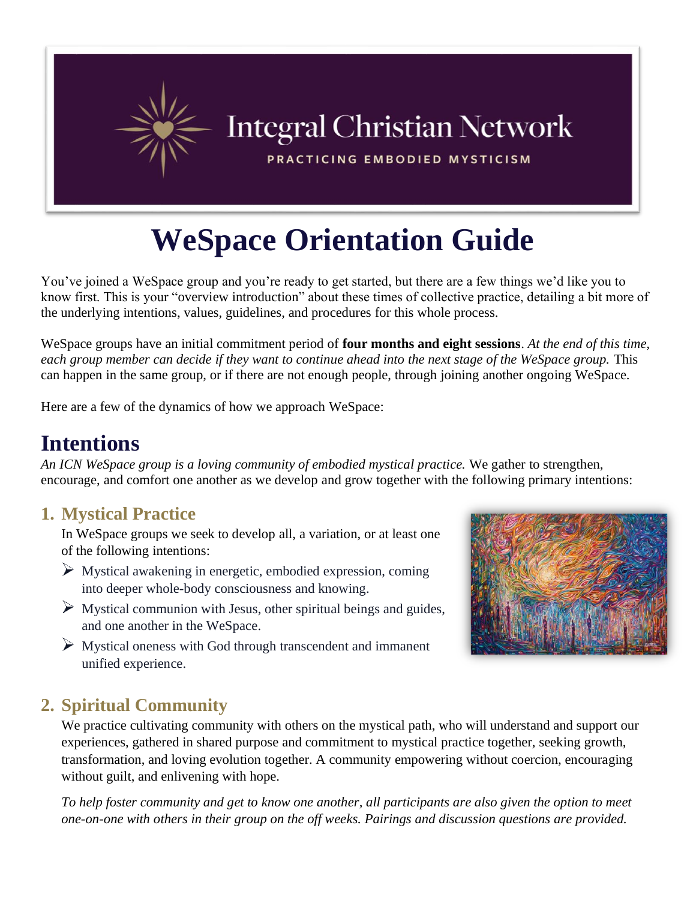Integral Christian Network

PRACTICING EMBODIED MYSTICISM

# WeSpace Orientation Guide

You've joined a WeSpace group and you're ready to get started, but there are a few things we'd like you to know first. This is your "overview introduction" about these times of collective practice, detailing a bit more of the underlying intentions, values, guidelines, and procedures for this whole process.

WeSpace groups have an initial commitment period of **four months and eight sessions**. *At the end of this time, each group member can decide if they want to continue ahead into the next stage of the WeSpace group.* This can happen in the same group, or if there are not enough people, through joining another ongoing WeSpace.

Here are a few of the dynamics of how we approach WeSpace:

## Intentions

*An ICN WeSpace group is a loving community of embodied mystical practice.* We gather to strengthen, encourage, and comfort one another as we develop and grow together with the following primary intentions:

### 1. Mystical Practice

In WeSpace groups we seek to develop all, a variation, or at least one of the following intentions:

- Mystical awakening in energetic, embodied expression, coming into deeper whole-body consciousness and knowing.
- Mystical communion with Jesus, other spiritual beings and guides, and one another in the WeSpace.
- Mystical oneness with God through transcendent and immanent unified experience.

### 2. Spiritual Community

We practice cultivating community with others on the mystical path, who will understand and support our experiences, gathered in shared purpose and commitment to mystical practice together, seeking growth, transformation, and loving evolution together. A community empowering without coercion, encouraging without guilt, and enlivening with hope.

*To help foster community and get to know one another, all participants are also given the option to meet one-on-one with others in their group on the off weeks. Pairings and discussion questions are provided.*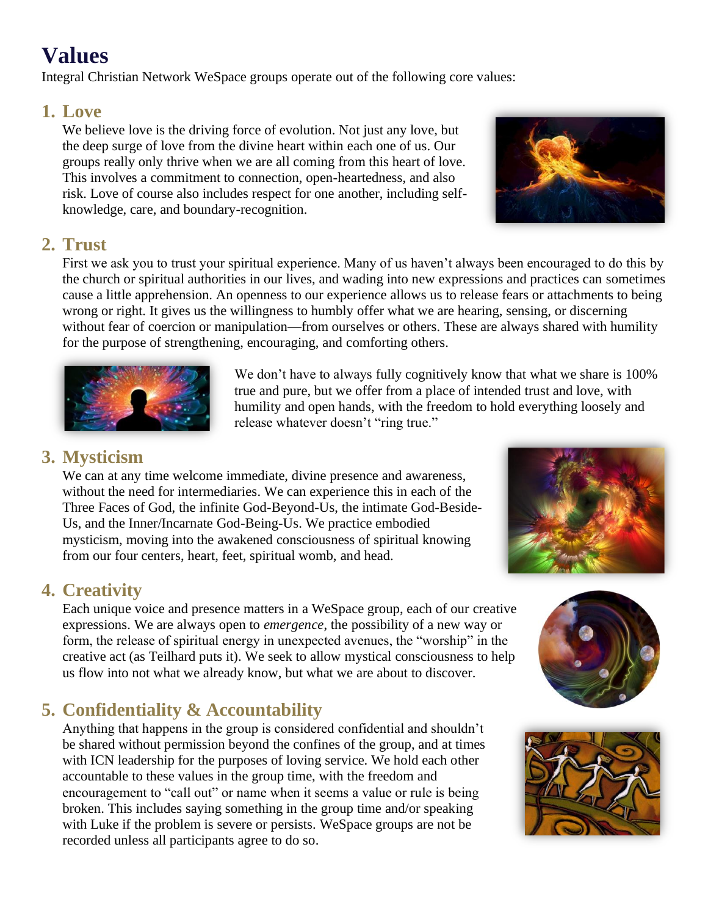# Values

Integral Christian Network WeSpace groups operate out of the following core values:

## 1. Love

We believe love is the driving force of evolution. Not just any love, but the deep surge of love from the divine heart within each one of us. Our groups really only thrive when we are all coming from this heart of love. This involves a commitment to connection, open-heartedness, and also risk. Love of course also includes respect for one another, including self-knowledge, care, and boundary-recognition.

## 2. Trust

First we ask you to trust your spiritual experience. Many of us haven't always been encouraged to do this by the church or spiritual authorities in our lives, and wading into new expressions and practices can sometimes cause a little apprehension. An openness to our experience allows us to release fears or attachments to being wrong or right. It gives us the willingness to humbly offer what we are hearing, sensing, or discerning without fear of coercion or manipulation—from ourselves or others. These are always shared with humility for the purpose of strengthening, encouraging, and comforting others.

We don't have to always fully cognitively know that what we share is 100% true and pure, but we offer from a place of intended trust and love, with humility and open hands, with the freedom to hold everything loosely and release whatever doesn't "ring true."

## 3. Mysticism

We can at any time welcome immediate, divine presence and awareness, without the need for intermediaries. We can experience this in each of the Three Faces of God, the infinite God-Beyond-Us, the intimate God-Beside-Us, and the Inner/Incarnate God-Being-Us. We practice embodied mysticism, moving into the awakened consciousness of spiritual knowing from our four centers, heart, feet, spiritual womb, and head.

## 4. Creativity

Each unique voice and presence matters in a WeSpace group, each of our creative expressions. We are always open to *emergence*, the possibility of a new way or form, the release of spiritual energy in unexpected avenues, the "worship" in the creative act (as Teilhard puts it). We seek to allow mystical consciousness to help us flow into not what we already know, but what we are about to discover.

## 5. Confidentiality & Accountability

Anything that happens in the group is considered confidential and shouldn't be shared without permission beyond the confines of the group, and at times with ICN leadership for the purposes of loving service. We hold each other accountable to these values in the group time, with the freedom and encouragement to "call out" or name when it seems a value or rule is being broken. This includes saying something in the group time and/or speaking with Luke if the problem is severe or persists. WeSpace groups are not be recorded unless all participants agree to do so.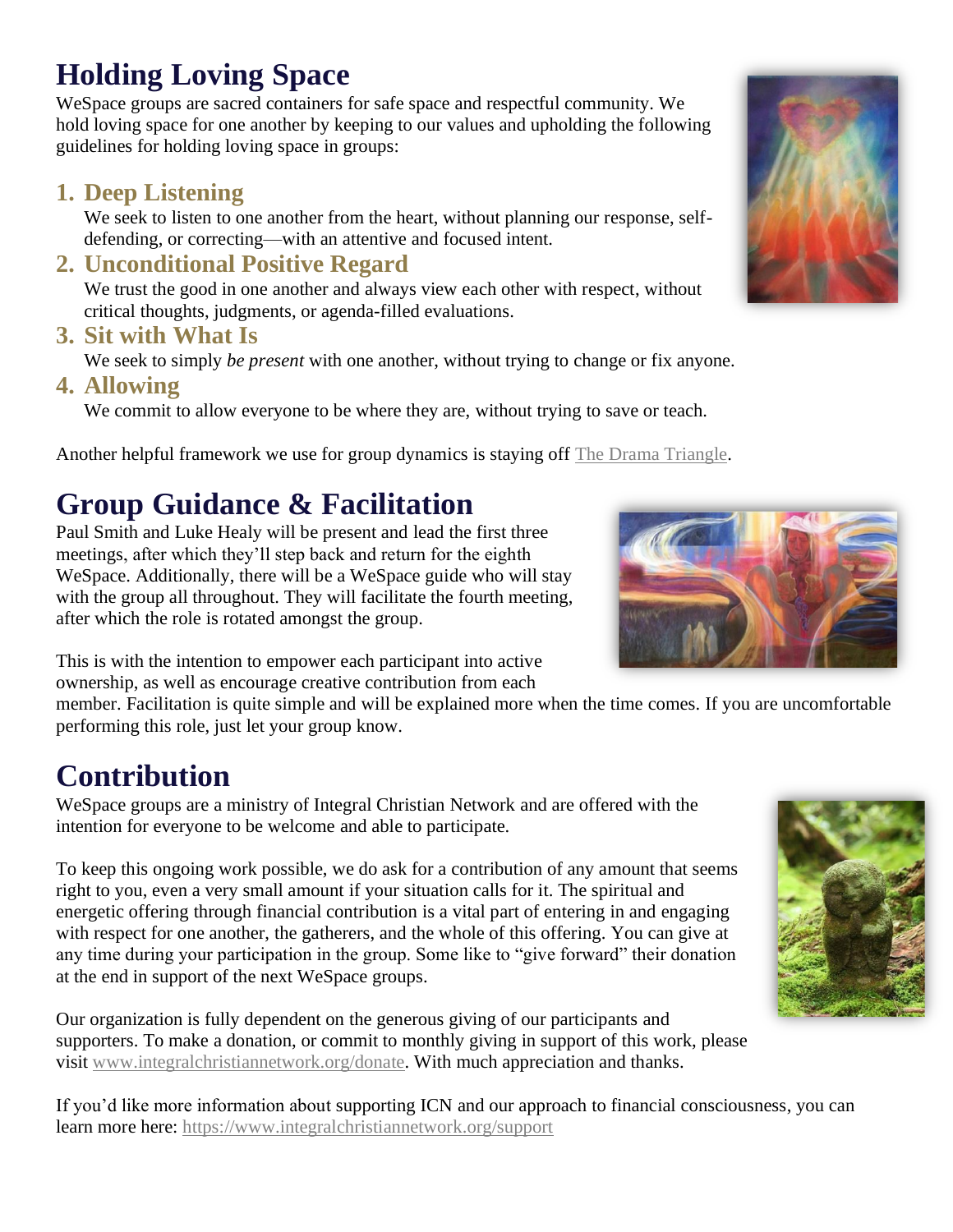# Holding Loving Space

WeSpace groups are sacred containers for safe space and respectful community. We hold loving space for one another by keeping to our values and upholding the following guidelines for holding loving space in groups:

1. **Deep Listening**
   We seek to listen to one another from the heart, without planning our response, self-defending, or correcting—with an attentive and focused intent.
2. **Unconditional Positive Regard**
   We trust the good in one another and always view each other with respect, without critical thoughts, judgments, or agenda-filled evaluations.
3. **Sit with What Is**
   We seek to simply *be present* with one another, without trying to change or fix anyone.
4. **Allowing**
   We commit to allow everyone to be where they are, without trying to save or teach.

Another helpful framework we use for group dynamics is staying off The Drama Triangle.

# Group Guidance & Facilitation

Paul Smith and Luke Healy will be present and lead the first three meetings, after which they'll step back and return for the eighth WeSpace. Additionally, there will be a WeSpace guide who will stay with the group all throughout. They will facilitate the fourth meeting, after which the role is rotated amongst the group.

This is with the intention to empower each participant into active ownership, as well as encourage creative contribution from each member. Facilitation is quite simple and will be explained more when the time comes. If you are uncomfortable performing this role, just let your group know.

# Contribution

WeSpace groups are a ministry of Integral Christian Network and are offered with the intention for everyone to be welcome and able to participate.

To keep this ongoing work possible, we do ask for a contribution of any amount that seems right to you, even a very small amount if your situation calls for it. The spiritual and energetic offering through financial contribution is a vital part of entering in and engaging with respect for one another, the gatherers, and the whole of this offering. You can give at any time during your participation in the group. Some like to "give forward" their donation at the end in support of the next WeSpace groups.

Our organization is fully dependent on the generous giving of our participants and supporters. To make a donation, or commit to monthly giving in support of this work, please visit www.integralchristiannetwork.org/donate. With much appreciation and thanks.

If you'd like more information about supporting ICN and our approach to financial consciousness, you can learn more here: https://www.integralchristiannetwork.org/support